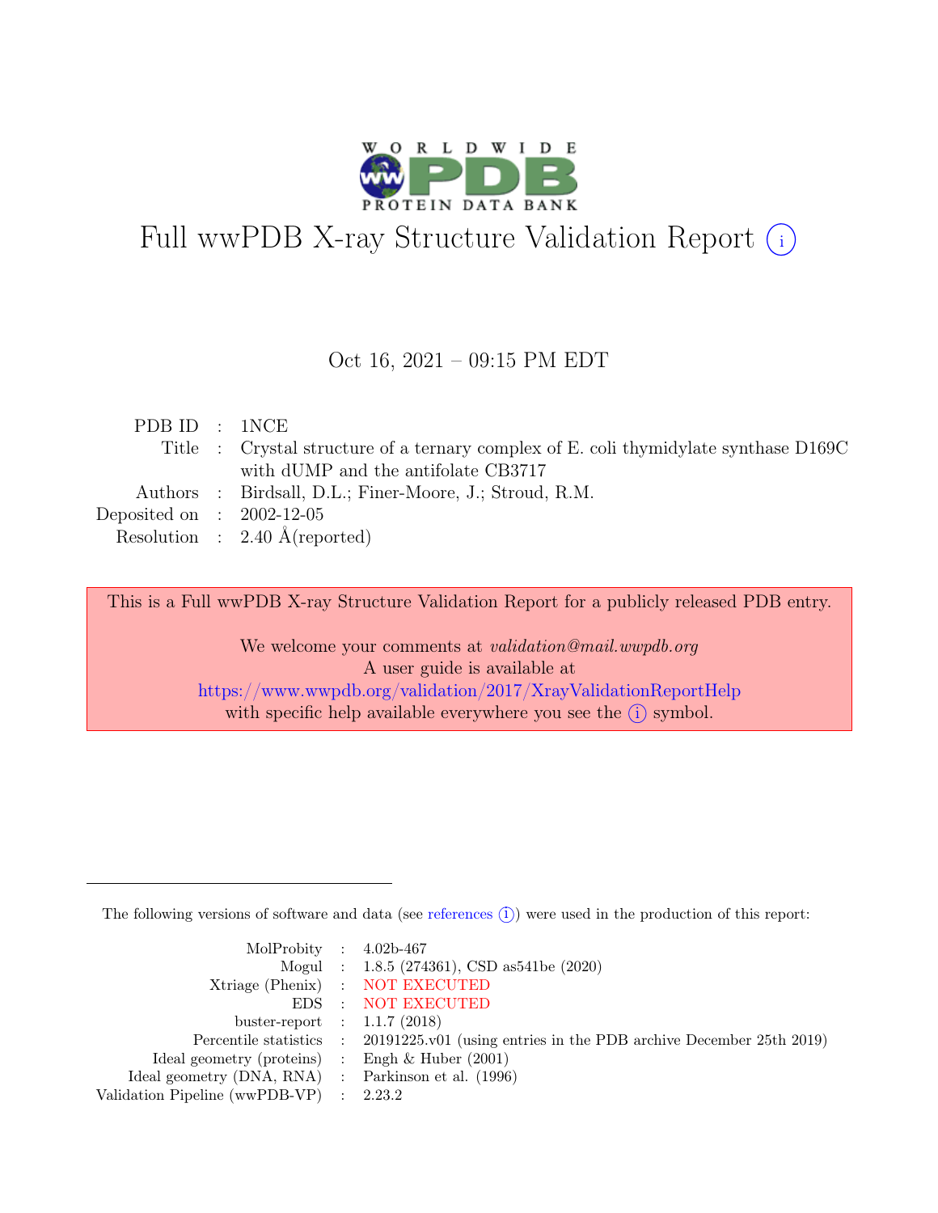# Full wwPDB X-ray Structure Validation Report (i)

Oct 16, 2021 – 09:15 PM EDT

| | | |
|---|---|---|
| PDB ID | : | 1NCE |
| Title | : | Crystal structure of a ternary complex of E. coli thymidylate synthase D169C with dUMP and the antifolate CB3717 |
| Authors | : | Birdsall, D.L.; Finer-Moore, J.; Stroud, R.M. |
| Deposited on | : | 2002-12-05 |
| Resolution | : | 2.40 Å(reported) |

This is a Full wwPDB X-ray Structure Validation Report for a publicly released PDB entry.

We welcome your comments at *validation@mail.wwpdb.org*
A user guide is available at
https://www.wwpdb.org/validation/2017/XrayValidationReportHelp
with specific help available everywhere you see the (i) symbol.

---

The following versions of software and data (see references (i)) were used in the production of this report:

| | | |
|---|---|---|
| MolProbity | : | 4.02b-467 |
| Mogul | : | 1.8.5 (274361), CSD as541be (2020) |
| Xtriage (Phenix) | : | NOT EXECUTED |
| EDS | : | NOT EXECUTED |
| buster-report | : | 1.1.7 (2018) |
| Percentile statistics | : | 20191225.v01 (using entries in the PDB archive December 25th 2019) |
| Ideal geometry (proteins) | : | Engh & Huber (2001) |
| Ideal geometry (DNA, RNA) | : | Parkinson et al. (1996) |
| Validation Pipeline (wwPDB-VP) | : | 2.23.2 |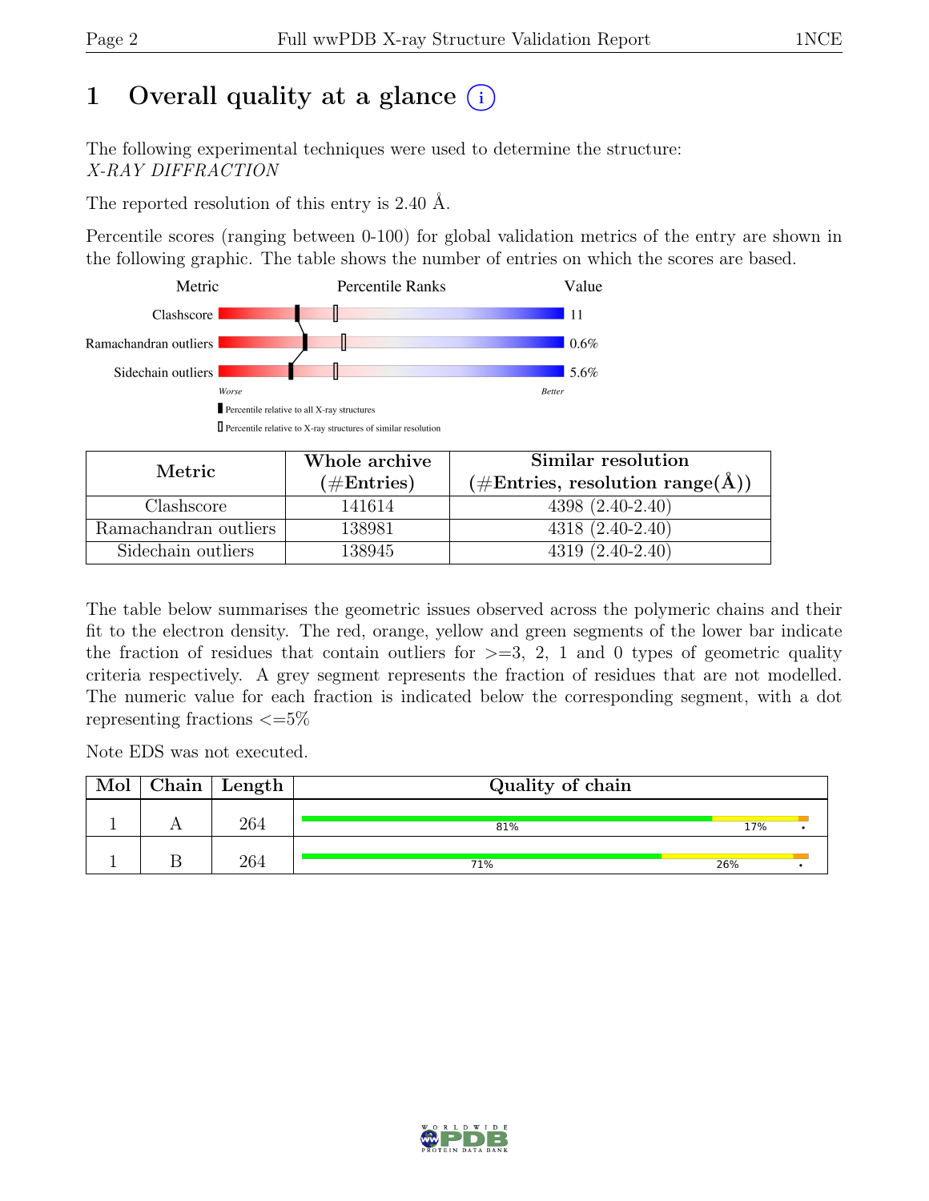# 1 Overall quality at a glance (i)

The following experimental techniques were used to determine the structure:
*X-RAY DIFFRACTION*

The reported resolution of this entry is 2.40 Å.

Percentile scores (ranging between 0-100) for global validation metrics of the entry are shown in the following graphic. The table shows the number of entries on which the scores are based.

| Metric | Value |
|---|---|
| Clashscore | 11 |
| Ramachandran outliers | 0.6% |
| Sidechain outliers | 5.6% |

Worse — Better

▮ Percentile relative to all X-ray structures

▯ Percentile relative to X-ray structures of similar resolution

| Metric | Whole archive (#Entries) | Similar resolution (#Entries, resolution range(Å)) |
|---|---|---|
| Clashscore | 141614 | 4398 (2.40-2.40) |
| Ramachandran outliers | 138981 | 4318 (2.40-2.40) |
| Sidechain outliers | 138945 | 4319 (2.40-2.40) |

The table below summarises the geometric issues observed across the polymeric chains and their fit to the electron density. The red, orange, yellow and green segments of the lower bar indicate the fraction of residues that contain outliers for >=3, 2, 1 and 0 types of geometric quality criteria respectively. A grey segment represents the fraction of residues that are not modelled. The numeric value for each fraction is indicated below the corresponding segment, with a dot representing fractions <=5%

Note EDS was not executed.

| Mol | Chain | Length | Quality of chain |
|---|---|---|---|
| 1 | A | 264 | 81% 17% • |
| 1 | B | 264 | 71% 26% • |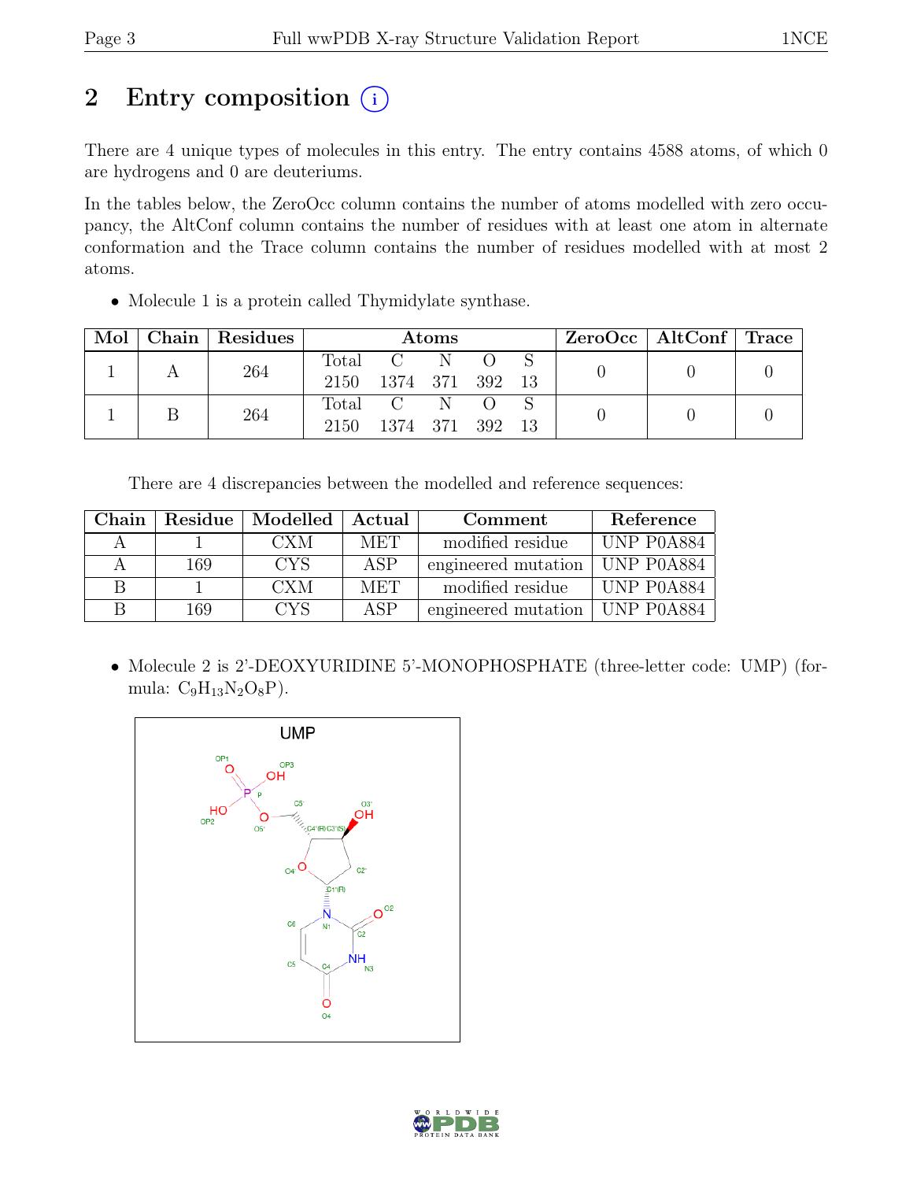# 2 Entry composition

There are 4 unique types of molecules in this entry. The entry contains 4588 atoms, of which 0 are hydrogens and 0 are deuteriums.

In the tables below, the ZeroOcc column contains the number of atoms modelled with zero occupancy, the AltConf column contains the number of residues with at least one atom in alternate conformation and the Trace column contains the number of residues modelled with at most 2 atoms.

- Molecule 1 is a protein called Thymidylate synthase.

| Mol | Chain | Residues | Atoms | | | | | ZeroOcc | AltConf | Trace |
|---|---|---|---|---|---|---|---|---|---|---|
| | | | Total | C | N | O | S | | | |
| 1 | A | 264 | 2150 | 1374 | 371 | 392 | 13 | 0 | 0 | 0 |
| 1 | B | 264 | 2150 | 1374 | 371 | 392 | 13 | 0 | 0 | 0 |

There are 4 discrepancies between the modelled and reference sequences:

| Chain | Residue | Modelled | Actual | Comment | Reference |
|---|---|---|---|---|---|
| A | 1 | CXM | MET | modified residue | UNP P0A884 |
| A | 169 | CYS | ASP | engineered mutation | UNP P0A884 |
| B | 1 | CXM | MET | modified residue | UNP P0A884 |
| B | 169 | CYS | ASP | engineered mutation | UNP P0A884 |

- Molecule 2 is 2'-DEOXYURIDINE 5'-MONOPHOSPHATE (three-letter code: UMP) (formula: $C_9H_{13}N_2O_8P$).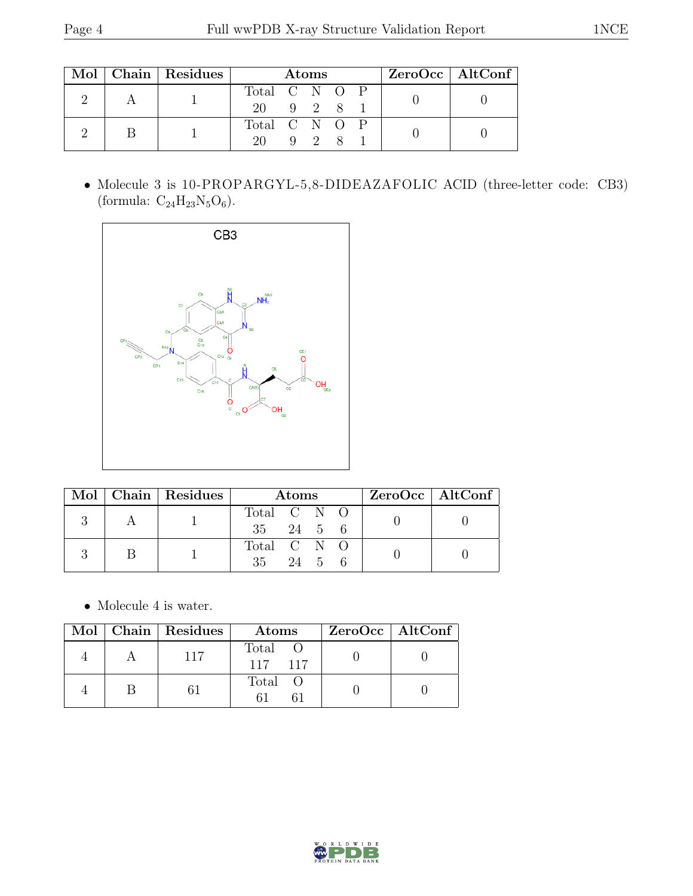| Mol | Chain | Residues | Atoms | | | | | ZeroOcc | AltConf |
|---|---|---|---|---|---|---|---|---|---|
| | | | Total | C | N | O | P | | |
| 2 | A | 1 | 20 | 9 | 2 | 8 | 1 | 0 | 0 |
| 2 | B | 1 | 20 | 9 | 2 | 8 | 1 | 0 | 0 |

- Molecule 3 is 10-PROPARGYL-5,8-DIDEAZAFOLIC ACID (three-letter code: CB3) (formula: $C_{24}H_{23}N_5O_6$).

| Mol | Chain | Residues | Atoms | | | | ZeroOcc | AltConf |
|---|---|---|---|---|---|---|---|---|
| | | | Total | C | N | O | | |
| 3 | A | 1 | 35 | 24 | 5 | 6 | 0 | 0 |
| 3 | B | 1 | 35 | 24 | 5 | 6 | 0 | 0 |

- Molecule 4 is water.

| Mol | Chain | Residues | Atoms | | ZeroOcc | AltConf |
|---|---|---|---|---|---|---|
| | | | Total | O | | |
| 4 | A | 117 | 117 | 117 | 0 | 0 |
| 4 | B | 61 | 61 | 61 | 0 | 0 |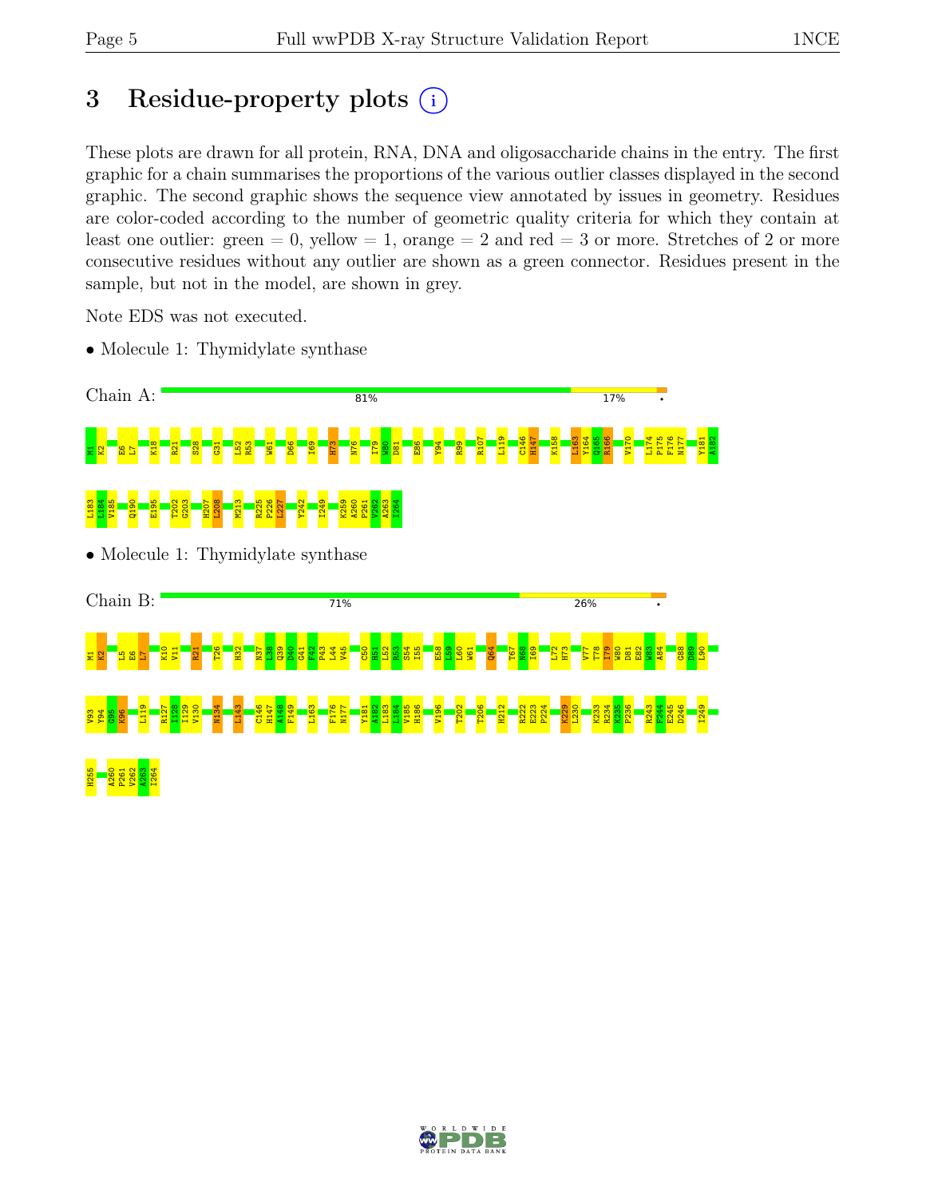# 3 Residue-property plots (i)

These plots are drawn for all protein, RNA, DNA and oligosaccharide chains in the entry. The first graphic for a chain summarises the proportions of the various outlier classes displayed in the second graphic. The second graphic shows the sequence view annotated by issues in geometry. Residues are color-coded according to the number of geometric quality criteria for which they contain at least one outlier: green = 0, yellow = 1, orange = 2 and red = 3 or more. Stretches of 2 or more consecutive residues without any outlier are shown as a green connector. Residues present in the sample, but not in the model, are shown in grey.

Note EDS was not executed.

- Molecule 1: Thymidylate synthase

Chain A: 81% 17% •

M1 K2 E6 L7 K18 R21 S28 G31 L52 R53 W61 D66 I69 H73 N76 I79 W80 D81 E86 Y94 R99 R107 L119 C146 H147 K158 L163 Y164 Q165 R166 V170 L174 P175 F176 N177 Y181 A182 L183 L184 V185 Q190 E195 T202 G203 H207 L208 M213 R225 P226 L227 Y242 I249 K259 A260 P261 V262 A263 I264

- Molecule 1: Thymidylate synthase

Chain B: 71% 26% •

M1 K2 L5 E6 L7 K10 V11 R21 T26 H32 N37 L38 Q39 D40 G41 F42 P43 L44 V45 C50 H51 L52 R53 S54 I55 E58 L59 L60 W61 Q64 T67 N68 I69 L72 H73 V77 T78 I79 W80 D81 E82 W83 A84 G88 D89 L90 V93 Y94 G95 K96 L119 R127 I128 I129 V130 N134 L143 C146 H147 A148 F149 L163 F176 N177 Y181 A182 L183 L184 V185 H186 V196 T202 T206 H212 R222 E223 P224 K229 L230 K233 R234 K235 P236 R243 F244 E245 D246 I249 H255 A260 P261 V262 A263 I264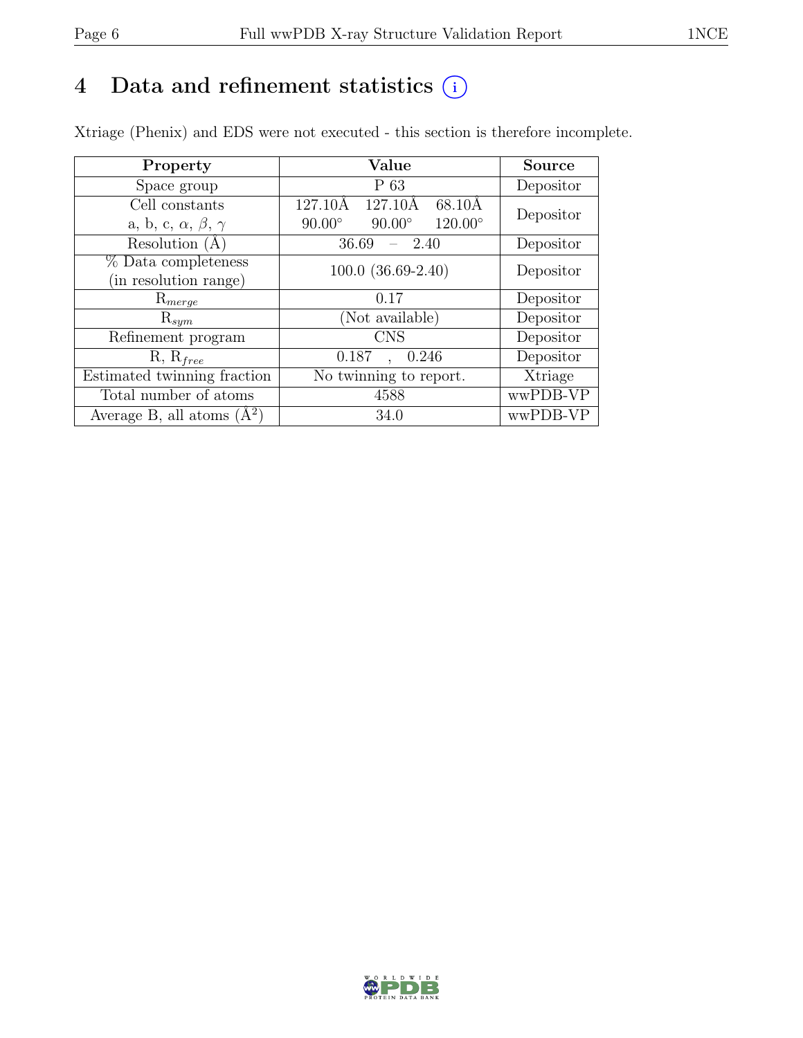# 4 Data and refinement statistics (i)

Xtriage (Phenix) and EDS were not executed - this section is therefore incomplete.

| Property | Value | Source |
|---|---|---|
| Space group | P 63 | Depositor |
| Cell constants<br>a, b, c, $\alpha$, $\beta$, $\gamma$ | 127.10Å 127.10Å 68.10Å<br>90.00° 90.00° 120.00° | Depositor |
| Resolution (Å) | 36.69 – 2.40 | Depositor |
| % Data completeness<br>(in resolution range) | 100.0 (36.69-2.40) | Depositor |
| $R_{merge}$ | 0.17 | Depositor |
| $R_{sym}$ | (Not available) | Depositor |
| Refinement program | CNS | Depositor |
| R, $R_{free}$ | 0.187 , 0.246 | Depositor |
| Estimated twinning fraction | No twinning to report. | Xtriage |
| Total number of atoms | 4588 | wwPDB-VP |
| Average B, all atoms (Å$^2$) | 34.0 | wwPDB-VP |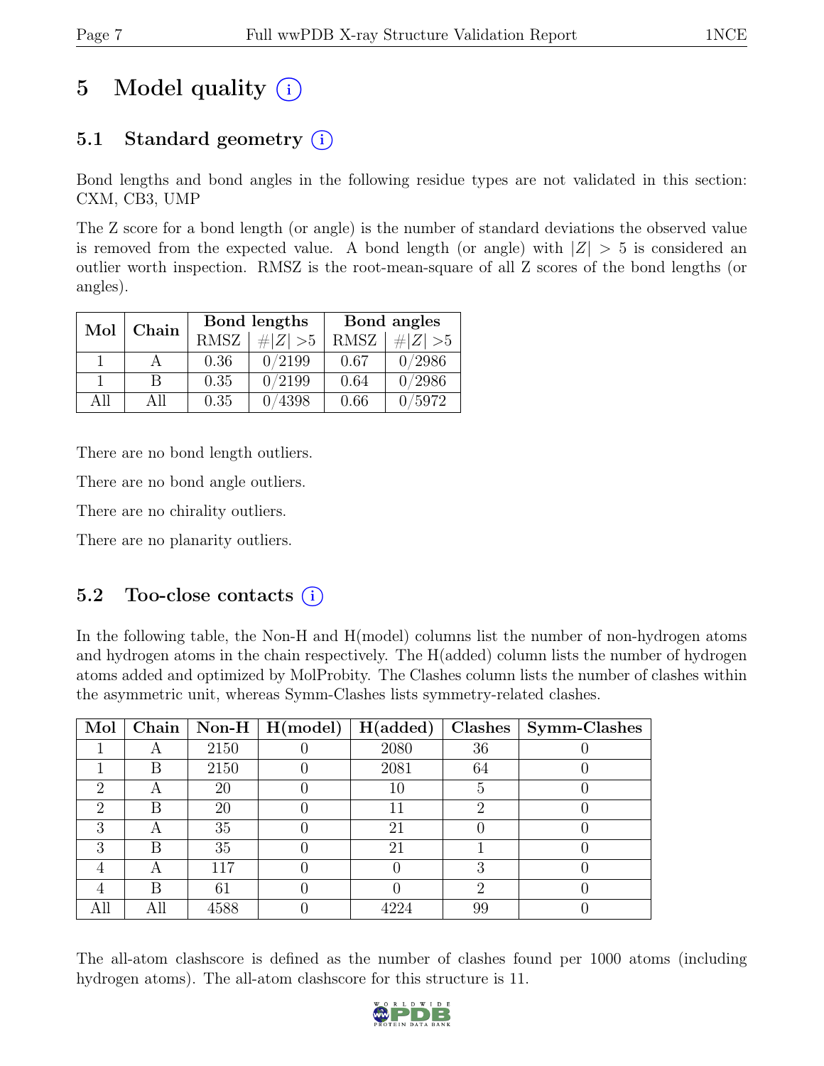# 5 Model quality (i)

## 5.1 Standard geometry (i)

Bond lengths and bond angles in the following residue types are not validated in this section: CXM, CB3, UMP

The Z score for a bond length (or angle) is the number of standard deviations the observed value is removed from the expected value. A bond length (or angle) with $|Z| > 5$ is considered an outlier worth inspection. RMSZ is the root-mean-square of all Z scores of the bond lengths (or angles).

| Mol | Chain | Bond lengths | | Bond angles | |
|---|---|---|---|---|---|
| | | RMSZ | $\#\|Z\| > 5$ | RMSZ | $\#\|Z\| > 5$ |
| 1 | A | 0.36 | 0/2199 | 0.67 | 0/2986 |
| 1 | B | 0.35 | 0/2199 | 0.64 | 0/2986 |
| All | All | 0.35 | 0/4398 | 0.66 | 0/5972 |

There are no bond length outliers.

There are no bond angle outliers.

There are no chirality outliers.

There are no planarity outliers.

## 5.2 Too-close contacts (i)

In the following table, the Non-H and H(model) columns list the number of non-hydrogen atoms and hydrogen atoms in the chain respectively. The H(added) column lists the number of hydrogen atoms added and optimized by MolProbity. The Clashes column lists the number of clashes within the asymmetric unit, whereas Symm-Clashes lists symmetry-related clashes.

| Mol | Chain | Non-H | H(model) | H(added) | Clashes | Symm-Clashes |
|---|---|---|---|---|---|---|
| 1 | A | 2150 | 0 | 2080 | 36 | 0 |
| 1 | B | 2150 | 0 | 2081 | 64 | 0 |
| 2 | A | 20 | 0 | 10 | 5 | 0 |
| 2 | B | 20 | 0 | 11 | 2 | 0 |
| 3 | A | 35 | 0 | 21 | 0 | 0 |
| 3 | B | 35 | 0 | 21 | 1 | 0 |
| 4 | A | 117 | 0 | 0 | 3 | 0 |
| 4 | B | 61 | 0 | 0 | 2 | 0 |
| All | All | 4588 | 0 | 4224 | 99 | 0 |

The all-atom clashscore is defined as the number of clashes found per 1000 atoms (including hydrogen atoms). The all-atom clashscore for this structure is 11.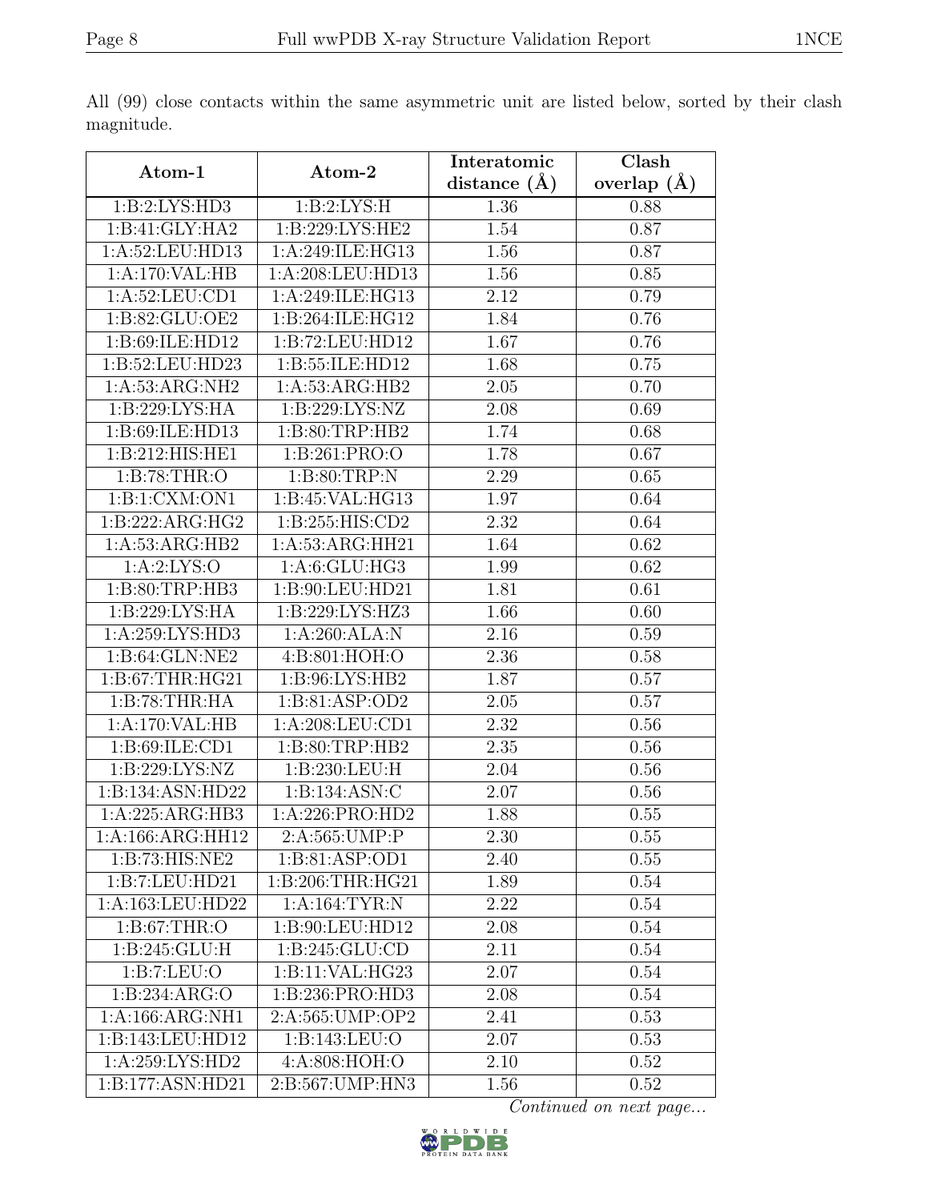All (99) close contacts within the same asymmetric unit are listed below, sorted by their clash magnitude.

| Atom-1 | Atom-2 | Interatomic distance (Å) | Clash overlap (Å) |
|---|---|---|---|
| 1:B:2:LYS:HD3 | 1:B:2:LYS:H | 1.36 | 0.88 |
| 1:B:41:GLY:HA2 | 1:B:229:LYS:HE2 | 1.54 | 0.87 |
| 1:A:52:LEU:HD13 | 1:A:249:ILE:HG13 | 1.56 | 0.87 |
| 1:A:170:VAL:HB | 1:A:208:LEU:HD13 | 1.56 | 0.85 |
| 1:A:52:LEU:CD1 | 1:A:249:ILE:HG13 | 2.12 | 0.79 |
| 1:B:82:GLU:OE2 | 1:B:264:ILE:HG12 | 1.84 | 0.76 |
| 1:B:69:ILE:HD12 | 1:B:72:LEU:HD12 | 1.67 | 0.76 |
| 1:B:52:LEU:HD23 | 1:B:55:ILE:HD12 | 1.68 | 0.75 |
| 1:A:53:ARG:NH2 | 1:A:53:ARG:HB2 | 2.05 | 0.70 |
| 1:B:229:LYS:HA | 1:B:229:LYS:NZ | 2.08 | 0.69 |
| 1:B:69:ILE:HD13 | 1:B:80:TRP:HB2 | 1.74 | 0.68 |
| 1:B:212:HIS:HE1 | 1:B:261:PRO:O | 1.78 | 0.67 |
| 1:B:78:THR:O | 1:B:80:TRP:N | 2.29 | 0.65 |
| 1:B:1:CXM:ON1 | 1:B:45:VAL:HG13 | 1.97 | 0.64 |
| 1:B:222:ARG:HG2 | 1:B:255:HIS:CD2 | 2.32 | 0.64 |
| 1:A:53:ARG:HB2 | 1:A:53:ARG:HH21 | 1.64 | 0.62 |
| 1:A:2:LYS:O | 1:A:6:GLU:HG3 | 1.99 | 0.62 |
| 1:B:80:TRP:HB3 | 1:B:90:LEU:HD21 | 1.81 | 0.61 |
| 1:B:229:LYS:HA | 1:B:229:LYS:HZ3 | 1.66 | 0.60 |
| 1:A:259:LYS:HD3 | 1:A:260:ALA:N | 2.16 | 0.59 |
| 1:B:64:GLN:NE2 | 4:B:801:HOH:O | 2.36 | 0.58 |
| 1:B:67:THR:HG21 | 1:B:96:LYS:HB2 | 1.87 | 0.57 |
| 1:B:78:THR:HA | 1:B:81:ASP:OD2 | 2.05 | 0.57 |
| 1:A:170:VAL:HB | 1:A:208:LEU:CD1 | 2.32 | 0.56 |
| 1:B:69:ILE:CD1 | 1:B:80:TRP:HB2 | 2.35 | 0.56 |
| 1:B:229:LYS:NZ | 1:B:230:LEU:H | 2.04 | 0.56 |
| 1:B:134:ASN:HD22 | 1:B:134:ASN:C | 2.07 | 0.56 |
| 1:A:225:ARG:HB3 | 1:A:226:PRO:HD2 | 1.88 | 0.55 |
| 1:A:166:ARG:HH12 | 2:A:565:UMP:P | 2.30 | 0.55 |
| 1:B:73:HIS:NE2 | 1:B:81:ASP:OD1 | 2.40 | 0.55 |
| 1:B:7:LEU:HD21 | 1:B:206:THR:HG21 | 1.89 | 0.54 |
| 1:A:163:LEU:HD22 | 1:A:164:TYR:N | 2.22 | 0.54 |
| 1:B:67:THR:O | 1:B:90:LEU:HD12 | 2.08 | 0.54 |
| 1:B:245:GLU:H | 1:B:245:GLU:CD | 2.11 | 0.54 |
| 1:B:7:LEU:O | 1:B:11:VAL:HG23 | 2.07 | 0.54 |
| 1:B:234:ARG:O | 1:B:236:PRO:HD3 | 2.08 | 0.54 |
| 1:A:166:ARG:NH1 | 2:A:565:UMP:OP2 | 2.41 | 0.53 |
| 1:B:143:LEU:HD12 | 1:B:143:LEU:O | 2.07 | 0.53 |
| 1:A:259:LYS:HD2 | 4:A:808:HOH:O | 2.10 | 0.52 |
| 1:B:177:ASN:HD21 | 2:B:567:UMP:HN3 | 1.56 | 0.52 |

*Continued on next page...*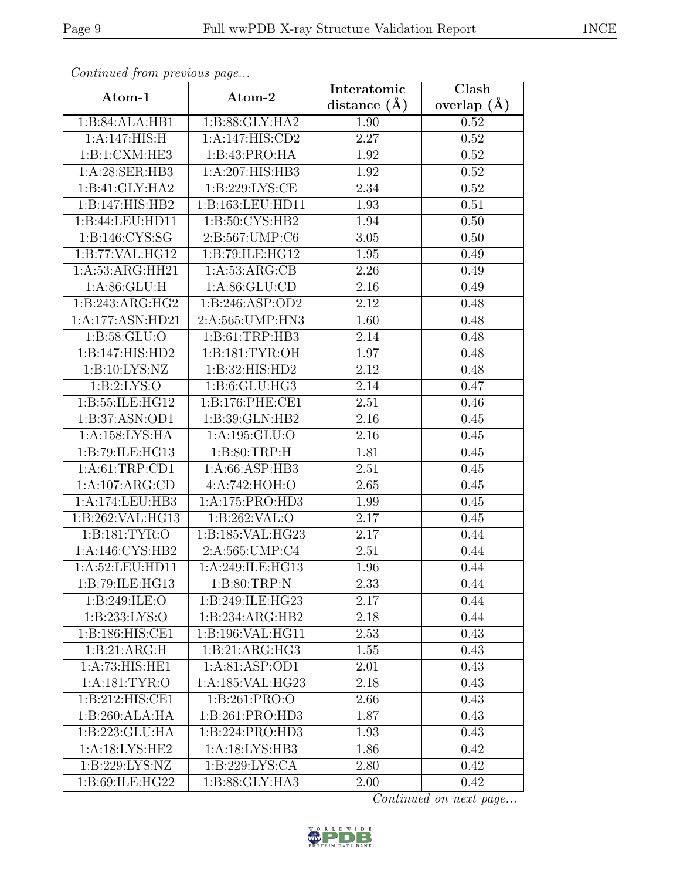*Continued from previous page...*

| Atom-1 | Atom-2 | Interatomic distance (Å) | Clash overlap (Å) |
|---|---|---|---|
| 1:B:84:ALA:HB1 | 1:B:88:GLY:HA2 | 1.90 | 0.52 |
| 1:A:147:HIS:H | 1:A:147:HIS:CD2 | 2.27 | 0.52 |
| 1:B:1:CXM:HE3 | 1:B:43:PRO:HA | 1.92 | 0.52 |
| 1:A:28:SER:HB3 | 1:A:207:HIS:HB3 | 1.92 | 0.52 |
| 1:B:41:GLY:HA2 | 1:B:229:LYS:CE | 2.34 | 0.52 |
| 1:B:147:HIS:HB2 | 1:B:163:LEU:HD11 | 1.93 | 0.51 |
| 1:B:44:LEU:HD11 | 1:B:50:CYS:HB2 | 1.94 | 0.50 |
| 1:B:146:CYS:SG | 2:B:567:UMP:C6 | 3.05 | 0.50 |
| 1:B:77:VAL:HG12 | 1:B:79:ILE:HG12 | 1.95 | 0.49 |
| 1:A:53:ARG:HH21 | 1:A:53:ARG:CB | 2.26 | 0.49 |
| 1:A:86:GLU:H | 1:A:86:GLU:CD | 2.16 | 0.49 |
| 1:B:243:ARG:HG2 | 1:B:246:ASP:OD2 | 2.12 | 0.48 |
| 1:A:177:ASN:HD21 | 2:A:565:UMP:HN3 | 1.60 | 0.48 |
| 1:B:58:GLU:O | 1:B:61:TRP:HB3 | 2.14 | 0.48 |
| 1:B:147:HIS:HD2 | 1:B:181:TYR:OH | 1.97 | 0.48 |
| 1:B:10:LYS:NZ | 1:B:32:HIS:HD2 | 2.12 | 0.48 |
| 1:B:2:LYS:O | 1:B:6:GLU:HG3 | 2.14 | 0.47 |
| 1:B:55:ILE:HG12 | 1:B:176:PHE:CE1 | 2.51 | 0.46 |
| 1:B:37:ASN:OD1 | 1:B:39:GLN:HB2 | 2.16 | 0.45 |
| 1:A:158:LYS:HA | 1:A:195:GLU:O | 2.16 | 0.45 |
| 1:B:79:ILE:HG13 | 1:B:80:TRP:H | 1.81 | 0.45 |
| 1:A:61:TRP:CD1 | 1:A:66:ASP:HB3 | 2.51 | 0.45 |
| 1:A:107:ARG:CD | 4:A:742:HOH:O | 2.65 | 0.45 |
| 1:A:174:LEU:HB3 | 1:A:175:PRO:HD3 | 1.99 | 0.45 |
| 1:B:262:VAL:HG13 | 1:B:262:VAL:O | 2.17 | 0.45 |
| 1:B:181:TYR:O | 1:B:185:VAL:HG23 | 2.17 | 0.44 |
| 1:A:146:CYS:HB2 | 2:A:565:UMP:C4 | 2.51 | 0.44 |
| 1:A:52:LEU:HD11 | 1:A:249:ILE:HG13 | 1.96 | 0.44 |
| 1:B:79:ILE:HG13 | 1:B:80:TRP:N | 2.33 | 0.44 |
| 1:B:249:ILE:O | 1:B:249:ILE:HG23 | 2.17 | 0.44 |
| 1:B:233:LYS:O | 1:B:234:ARG:HB2 | 2.18 | 0.44 |
| 1:B:186:HIS:CE1 | 1:B:196:VAL:HG11 | 2.53 | 0.43 |
| 1:B:21:ARG:H | 1:B:21:ARG:HG3 | 1.55 | 0.43 |
| 1:A:73:HIS:HE1 | 1:A:81:ASP:OD1 | 2.01 | 0.43 |
| 1:A:181:TYR:O | 1:A:185:VAL:HG23 | 2.18 | 0.43 |
| 1:B:212:HIS:CE1 | 1:B:261:PRO:O | 2.66 | 0.43 |
| 1:B:260:ALA:HA | 1:B:261:PRO:HD3 | 1.87 | 0.43 |
| 1:B:223:GLU:HA | 1:B:224:PRO:HD3 | 1.93 | 0.43 |
| 1:A:18:LYS:HE2 | 1:A:18:LYS:HB3 | 1.86 | 0.42 |
| 1:B:229:LYS:NZ | 1:B:229:LYS:CA | 2.80 | 0.42 |
| 1:B:69:ILE:HG22 | 1:B:88:GLY:HA3 | 2.00 | 0.42 |

*Continued on next page...*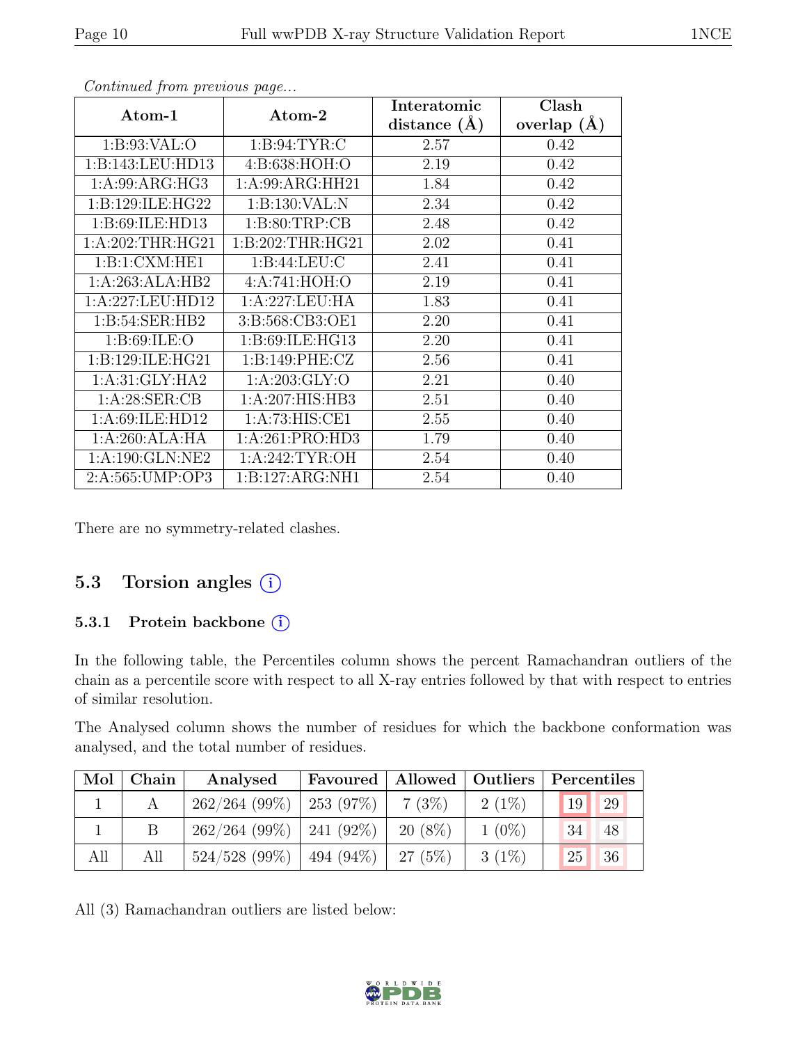*Continued from previous page...*

| Atom-1 | Atom-2 | Interatomic distance (Å) | Clash overlap (Å) |
|---|---|---|---|
| 1:B:93:VAL:O | 1:B:94:TYR:C | 2.57 | 0.42 |
| 1:B:143:LEU:HD13 | 4:B:638:HOH:O | 2.19 | 0.42 |
| 1:A:99:ARG:HG3 | 1:A:99:ARG:HH21 | 1.84 | 0.42 |
| 1:B:129:ILE:HG22 | 1:B:130:VAL:N | 2.34 | 0.42 |
| 1:B:69:ILE:HD13 | 1:B:80:TRP:CB | 2.48 | 0.42 |
| 1:A:202:THR:HG21 | 1:B:202:THR:HG21 | 2.02 | 0.41 |
| 1:B:1:CXM:HE1 | 1:B:44:LEU:C | 2.41 | 0.41 |
| 1:A:263:ALA:HB2 | 4:A:741:HOH:O | 2.19 | 0.41 |
| 1:A:227:LEU:HD12 | 1:A:227:LEU:HA | 1.83 | 0.41 |
| 1:B:54:SER:HB2 | 3:B:568:CB3:OE1 | 2.20 | 0.41 |
| 1:B:69:ILE:O | 1:B:69:ILE:HG13 | 2.20 | 0.41 |
| 1:B:129:ILE:HG21 | 1:B:149:PHE:CZ | 2.56 | 0.41 |
| 1:A:31:GLY:HA2 | 1:A:203:GLY:O | 2.21 | 0.40 |
| 1:A:28:SER:CB | 1:A:207:HIS:HB3 | 2.51 | 0.40 |
| 1:A:69:ILE:HD12 | 1:A:73:HIS:CE1 | 2.55 | 0.40 |
| 1:A:260:ALA:HA | 1:A:261:PRO:HD3 | 1.79 | 0.40 |
| 1:A:190:GLN:NE2 | 1:A:242:TYR:OH | 2.54 | 0.40 |
| 2:A:565:UMP:OP3 | 1:B:127:ARG:NH1 | 2.54 | 0.40 |

There are no symmetry-related clashes.

## 5.3 Torsion angles

### 5.3.1 Protein backbone

In the following table, the Percentiles column shows the percent Ramachandran outliers of the chain as a percentile score with respect to all X-ray entries followed by that with respect to entries of similar resolution.

The Analysed column shows the number of residues for which the backbone conformation was analysed, and the total number of residues.

| Mol | Chain | Analysed | Favoured | Allowed | Outliers | Percentiles | |
|---|---|---|---|---|---|---|---|
| 1 | A | 262/264 (99%) | 253 (97%) | 7 (3%) | 2 (1%) | 19 | 29 |
| 1 | B | 262/264 (99%) | 241 (92%) | 20 (8%) | 1 (0%) | 34 | 48 |
| All | All | 524/528 (99%) | 494 (94%) | 27 (5%) | 3 (1%) | 25 | 36 |

All (3) Ramachandran outliers are listed below: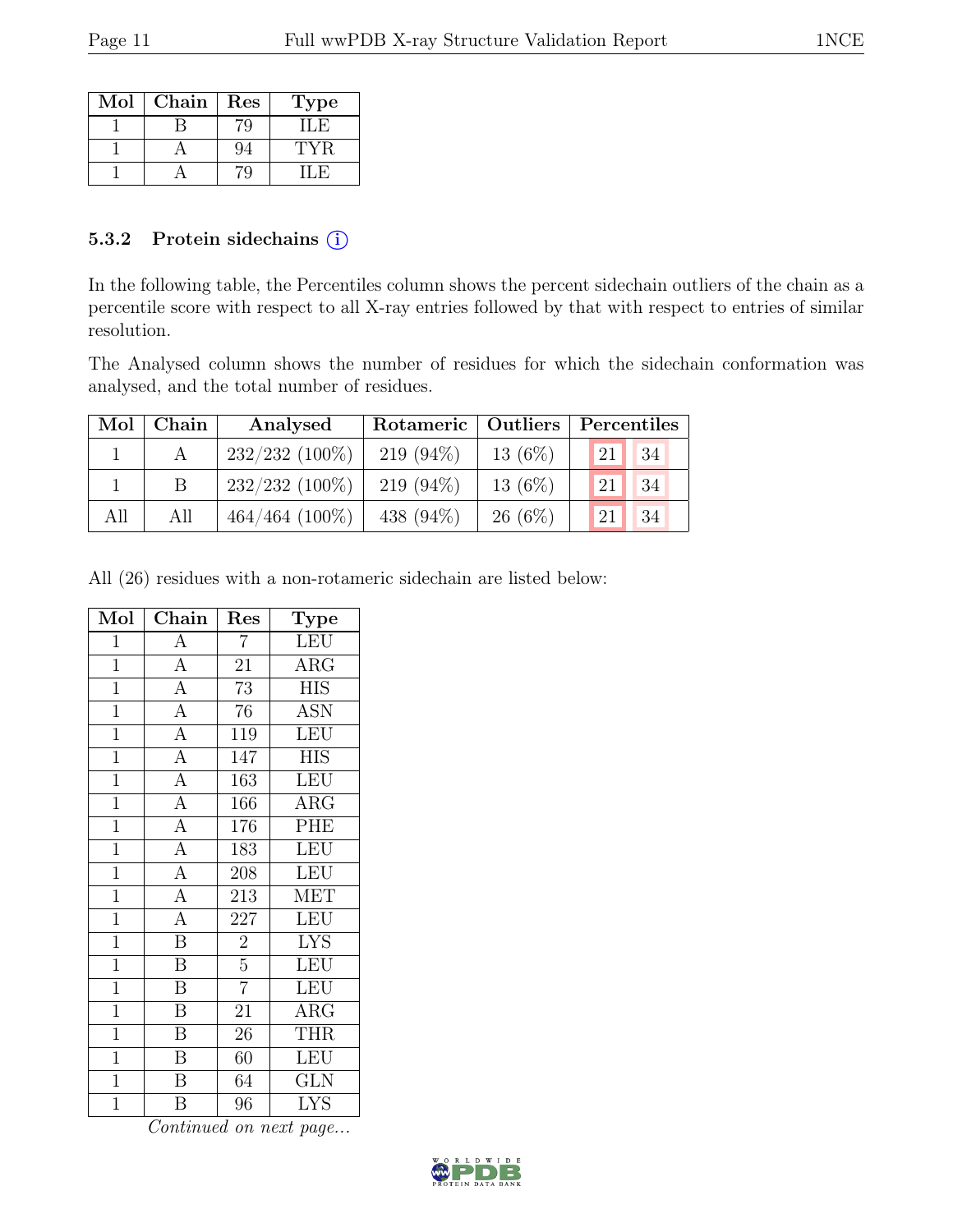| Mol | Chain | Res | Type |
|---|---|---|---|
| 1 | B | 79 | ILE |
| 1 | A | 94 | TYR |
| 1 | A | 79 | ILE |

### 5.3.2 Protein sidechains (i)

In the following table, the Percentiles column shows the percent sidechain outliers of the chain as a percentile score with respect to all X-ray entries followed by that with respect to entries of similar resolution.

The Analysed column shows the number of residues for which the sidechain conformation was analysed, and the total number of residues.

| Mol | Chain | Analysed | Rotameric | Outliers | Percentiles | |
|---|---|---|---|---|---|---|
| 1 | A | 232/232 (100%) | 219 (94%) | 13 (6%) | 21 | 34 |
| 1 | B | 232/232 (100%) | 219 (94%) | 13 (6%) | 21 | 34 |
| All | All | 464/464 (100%) | 438 (94%) | 26 (6%) | 21 | 34 |

All (26) residues with a non-rotameric sidechain are listed below:

| Mol | Chain | Res | Type |
|---|---|---|---|
| 1 | A | 7 | LEU |
| 1 | A | 21 | ARG |
| 1 | A | 73 | HIS |
| 1 | A | 76 | ASN |
| 1 | A | 119 | LEU |
| 1 | A | 147 | HIS |
| 1 | A | 163 | LEU |
| 1 | A | 166 | ARG |
| 1 | A | 176 | PHE |
| 1 | A | 183 | LEU |
| 1 | A | 208 | LEU |
| 1 | A | 213 | MET |
| 1 | A | 227 | LEU |
| 1 | B | 2 | LYS |
| 1 | B | 5 | LEU |
| 1 | B | 7 | LEU |
| 1 | B | 21 | ARG |
| 1 | B | 26 | THR |
| 1 | B | 60 | LEU |
| 1 | B | 64 | GLN |
| 1 | B | 96 | LYS |

*Continued on next page...*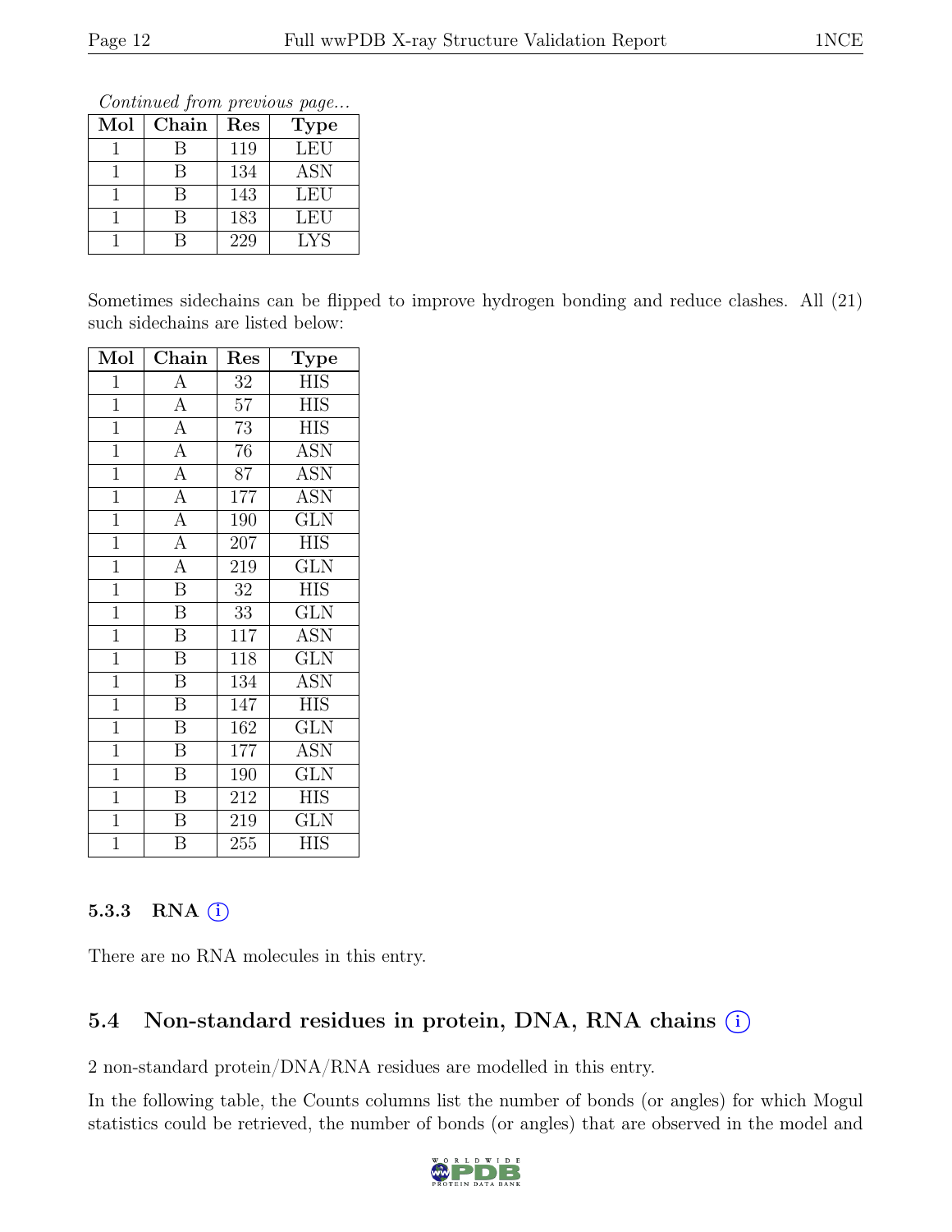*Continued from previous page...*

| Mol | Chain | Res | Type |
|---|---|---|---|
| 1 | B | 119 | LEU |
| 1 | B | 134 | ASN |
| 1 | B | 143 | LEU |
| 1 | B | 183 | LEU |
| 1 | B | 229 | LYS |

Sometimes sidechains can be flipped to improve hydrogen bonding and reduce clashes. All (21) such sidechains are listed below:

| Mol | Chain | Res | Type |
|---|---|---|---|
| 1 | A | 32 | HIS |
| 1 | A | 57 | HIS |
| 1 | A | 73 | HIS |
| 1 | A | 76 | ASN |
| 1 | A | 87 | ASN |
| 1 | A | 177 | ASN |
| 1 | A | 190 | GLN |
| 1 | A | 207 | HIS |
| 1 | A | 219 | GLN |
| 1 | B | 32 | HIS |
| 1 | B | 33 | GLN |
| 1 | B | 117 | ASN |
| 1 | B | 118 | GLN |
| 1 | B | 134 | ASN |
| 1 | B | 147 | HIS |
| 1 | B | 162 | GLN |
| 1 | B | 177 | ASN |
| 1 | B | 190 | GLN |
| 1 | B | 212 | HIS |
| 1 | B | 219 | GLN |
| 1 | B | 255 | HIS |

### 5.3.3 RNA

There are no RNA molecules in this entry.

## 5.4 Non-standard residues in protein, DNA, RNA chains

2 non-standard protein/DNA/RNA residues are modelled in this entry.

In the following table, the Counts columns list the number of bonds (or angles) for which Mogul statistics could be retrieved, the number of bonds (or angles) that are observed in the model and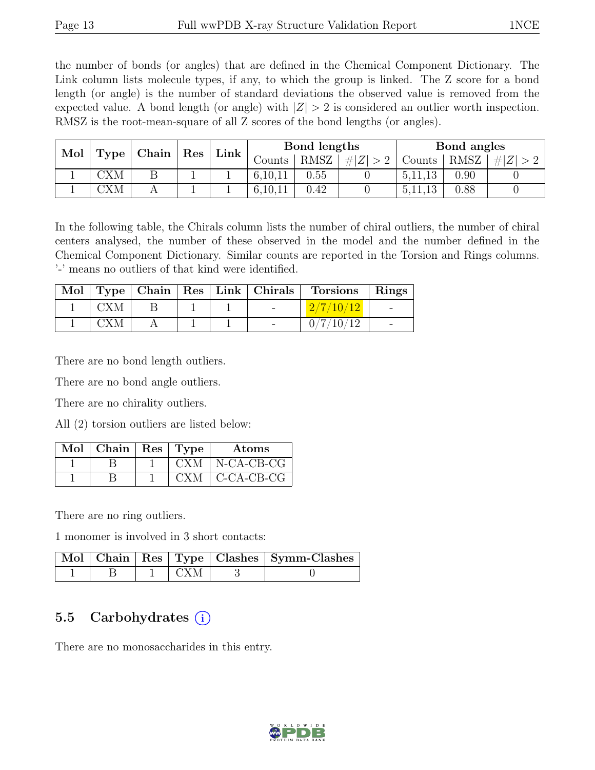the number of bonds (or angles) that are defined in the Chemical Component Dictionary. The Link column lists molecule types, if any, to which the group is linked. The Z score for a bond length (or angle) is the number of standard deviations the observed value is removed from the expected value. A bond length (or angle) with $|Z| > 2$ is considered an outlier worth inspection. RMSZ is the root-mean-square of all Z scores of the bond lengths (or angles).

| Mol | Type | Chain | Res | Link | Bond lengths | | | Bond angles | | |
|---|---|---|---|---|---|---|---|---|---|---|
| | | | | | Counts | RMSZ | $\#\|Z\| > 2$ | Counts | RMSZ | $\#\|Z\| > 2$ |
| 1 | CXM | B | 1 | 1 | 6,10,11 | 0.55 | 0 | 5,11,13 | 0.90 | 0 |
| 1 | CXM | A | 1 | 1 | 6,10,11 | 0.42 | 0 | 5,11,13 | 0.88 | 0 |

In the following table, the Chirals column lists the number of chiral outliers, the number of chiral centers analysed, the number of these observed in the model and the number defined in the Chemical Component Dictionary. Similar counts are reported in the Torsion and Rings columns. '-' means no outliers of that kind were identified.

| Mol | Type | Chain | Res | Link | Chirals | Torsions | Rings |
|---|---|---|---|---|---|---|---|
| 1 | CXM | B | 1 | 1 | - | 2/7/10/12 | - |
| 1 | CXM | A | 1 | 1 | - | 0/7/10/12 | - |

There are no bond length outliers.

There are no bond angle outliers.

There are no chirality outliers.

All (2) torsion outliers are listed below:

| Mol | Chain | Res | Type | Atoms |
|---|---|---|---|---|
| 1 | B | 1 | CXM | N-CA-CB-CG |
| 1 | B | 1 | CXM | C-CA-CB-CG |

There are no ring outliers.

1 monomer is involved in 3 short contacts:

| Mol | Chain | Res | Type | Clashes | Symm-Clashes |
|---|---|---|---|---|---|
| 1 | B | 1 | CXM | 3 | 0 |

## 5.5 Carbohydrates (i)

There are no monosaccharides in this entry.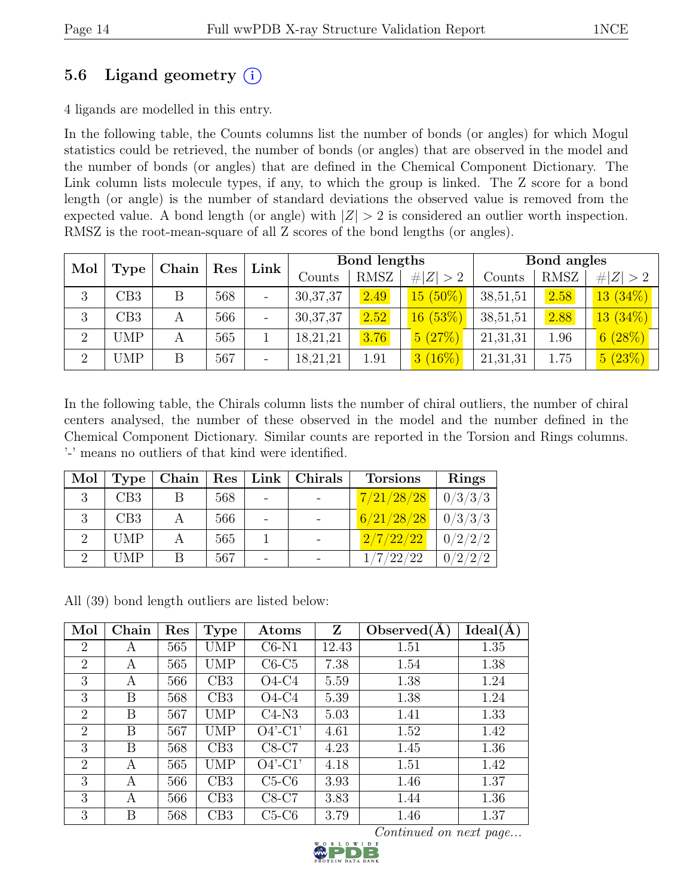## 5.6 Ligand geometry (i)

4 ligands are modelled in this entry.

In the following table, the Counts columns list the number of bonds (or angles) for which Mogul statistics could be retrieved, the number of bonds (or angles) that are observed in the model and the number of bonds (or angles) that are defined in the Chemical Component Dictionary. The Link column lists molecule types, if any, to which the group is linked. The Z score for a bond length (or angle) is the number of standard deviations the observed value is removed from the expected value. A bond length (or angle) with $|Z| > 2$ is considered an outlier worth inspection. RMSZ is the root-mean-square of all Z scores of the bond lengths (or angles).

| Mol | Type | Chain | Res | Link | Bond lengths | | | Bond angles | | |
|---|---|---|---|---|---|---|---|---|---|---|
| | | | | | Counts | RMSZ | #\|Z\| > 2 | Counts | RMSZ | #\|Z\| > 2 |
| 3 | CB3 | B | 568 | - | 30,37,37 | 2.49 | 15 (50%) | 38,51,51 | 2.58 | 13 (34%) |
| 3 | CB3 | A | 566 | - | 30,37,37 | 2.52 | 16 (53%) | 38,51,51 | 2.88 | 13 (34%) |
| 2 | UMP | A | 565 | 1 | 18,21,21 | 3.76 | 5 (27%) | 21,31,31 | 1.96 | 6 (28%) |
| 2 | UMP | B | 567 | - | 18,21,21 | 1.91 | 3 (16%) | 21,31,31 | 1.75 | 5 (23%) |

In the following table, the Chirals column lists the number of chiral outliers, the number of chiral centers analysed, the number of these observed in the model and the number defined in the Chemical Component Dictionary. Similar counts are reported in the Torsion and Rings columns. '-' means no outliers of that kind were identified.

| Mol | Type | Chain | Res | Link | Chirals | Torsions | Rings |
|---|---|---|---|---|---|---|---|
| 3 | CB3 | B | 568 | - | - | 7/21/28/28 | 0/3/3/3 |
| 3 | CB3 | A | 566 | - | - | 6/21/28/28 | 0/3/3/3 |
| 2 | UMP | A | 565 | 1 | - | 2/7/22/22 | 0/2/2/2 |
| 2 | UMP | B | 567 | - | - | 1/7/22/22 | 0/2/2/2 |

All (39) bond length outliers are listed below:

| Mol | Chain | Res | Type | Atoms | Z | Observed(Å) | Ideal(Å) |
|---|---|---|---|---|---|---|---|
| 2 | A | 565 | UMP | C6-N1 | 12.43 | 1.51 | 1.35 |
| 2 | A | 565 | UMP | C6-C5 | 7.38 | 1.54 | 1.38 |
| 3 | A | 566 | CB3 | O4-C4 | 5.59 | 1.38 | 1.24 |
| 3 | B | 568 | CB3 | O4-C4 | 5.39 | 1.38 | 1.24 |
| 2 | B | 567 | UMP | C4-N3 | 5.03 | 1.41 | 1.33 |
| 2 | B | 567 | UMP | O4'-C1' | 4.61 | 1.52 | 1.42 |
| 3 | B | 568 | CB3 | C8-C7 | 4.23 | 1.45 | 1.36 |
| 2 | A | 565 | UMP | O4'-C1' | 4.18 | 1.51 | 1.42 |
| 3 | A | 566 | CB3 | C5-C6 | 3.93 | 1.46 | 1.37 |
| 3 | A | 566 | CB3 | C8-C7 | 3.83 | 1.44 | 1.36 |
| 3 | B | 568 | CB3 | C5-C6 | 3.79 | 1.46 | 1.37 |

*Continued on next page...*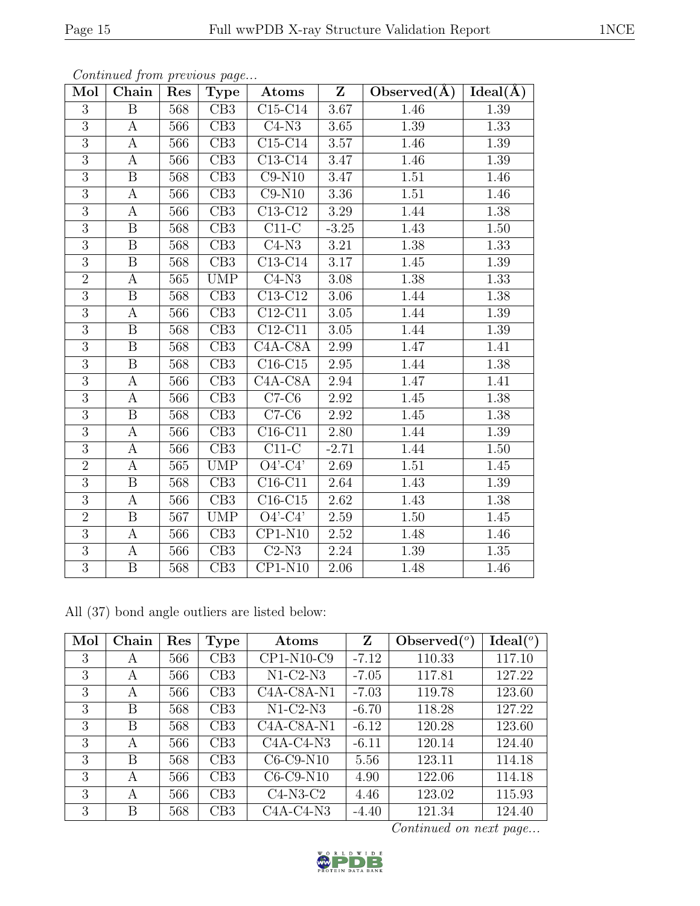*Continued from previous page...*

| Mol | Chain | Res | Type | Atoms | Z | Observed(Å) | Ideal(Å) |
|---|---|---|---|---|---|---|---|
| 3 | B | 568 | CB3 | C15-C14 | 3.67 | 1.46 | 1.39 |
| 3 | A | 566 | CB3 | C4-N3 | 3.65 | 1.39 | 1.33 |
| 3 | A | 566 | CB3 | C15-C14 | 3.57 | 1.46 | 1.39 |
| 3 | A | 566 | CB3 | C13-C14 | 3.47 | 1.46 | 1.39 |
| 3 | B | 568 | CB3 | C9-N10 | 3.47 | 1.51 | 1.46 |
| 3 | A | 566 | CB3 | C9-N10 | 3.36 | 1.51 | 1.46 |
| 3 | A | 566 | CB3 | C13-C12 | 3.29 | 1.44 | 1.38 |
| 3 | B | 568 | CB3 | C11-C | -3.25 | 1.43 | 1.50 |
| 3 | B | 568 | CB3 | C4-N3 | 3.21 | 1.38 | 1.33 |
| 3 | B | 568 | CB3 | C13-C14 | 3.17 | 1.45 | 1.39 |
| 2 | A | 565 | UMP | C4-N3 | 3.08 | 1.38 | 1.33 |
| 3 | B | 568 | CB3 | C13-C12 | 3.06 | 1.44 | 1.38 |
| 3 | A | 566 | CB3 | C12-C11 | 3.05 | 1.44 | 1.39 |
| 3 | B | 568 | CB3 | C12-C11 | 3.05 | 1.44 | 1.39 |
| 3 | B | 568 | CB3 | C4A-C8A | 2.99 | 1.47 | 1.41 |
| 3 | B | 568 | CB3 | C16-C15 | 2.95 | 1.44 | 1.38 |
| 3 | A | 566 | CB3 | C4A-C8A | 2.94 | 1.47 | 1.41 |
| 3 | A | 566 | CB3 | C7-C6 | 2.92 | 1.45 | 1.38 |
| 3 | B | 568 | CB3 | C7-C6 | 2.92 | 1.45 | 1.38 |
| 3 | A | 566 | CB3 | C16-C11 | 2.80 | 1.44 | 1.39 |
| 3 | A | 566 | CB3 | C11-C | -2.71 | 1.44 | 1.50 |
| 2 | A | 565 | UMP | O4'-C4' | 2.69 | 1.51 | 1.45 |
| 3 | B | 568 | CB3 | C16-C11 | 2.64 | 1.43 | 1.39 |
| 3 | A | 566 | CB3 | C16-C15 | 2.62 | 1.43 | 1.38 |
| 2 | B | 567 | UMP | O4'-C4' | 2.59 | 1.50 | 1.45 |
| 3 | A | 566 | CB3 | CP1-N10 | 2.52 | 1.48 | 1.46 |
| 3 | A | 566 | CB3 | C2-N3 | 2.24 | 1.39 | 1.35 |
| 3 | B | 568 | CB3 | CP1-N10 | 2.06 | 1.48 | 1.46 |

All (37) bond angle outliers are listed below:

| Mol | Chain | Res | Type | Atoms | Z | Observed(°) | Ideal(°) |
|---|---|---|---|---|---|---|---|
| 3 | A | 566 | CB3 | CP1-N10-C9 | -7.12 | 110.33 | 117.10 |
| 3 | A | 566 | CB3 | N1-C2-N3 | -7.05 | 117.81 | 127.22 |
| 3 | A | 566 | CB3 | C4A-C8A-N1 | -7.03 | 119.78 | 123.60 |
| 3 | B | 568 | CB3 | N1-C2-N3 | -6.70 | 118.28 | 127.22 |
| 3 | B | 568 | CB3 | C4A-C8A-N1 | -6.12 | 120.28 | 123.60 |
| 3 | A | 566 | CB3 | C4A-C4-N3 | -6.11 | 120.14 | 124.40 |
| 3 | B | 568 | CB3 | C6-C9-N10 | 5.56 | 123.11 | 114.18 |
| 3 | A | 566 | CB3 | C6-C9-N10 | 4.90 | 122.06 | 114.18 |
| 3 | A | 566 | CB3 | C4-N3-C2 | 4.46 | 123.02 | 115.93 |
| 3 | B | 568 | CB3 | C4A-C4-N3 | -4.40 | 121.34 | 124.40 |

*Continued on next page...*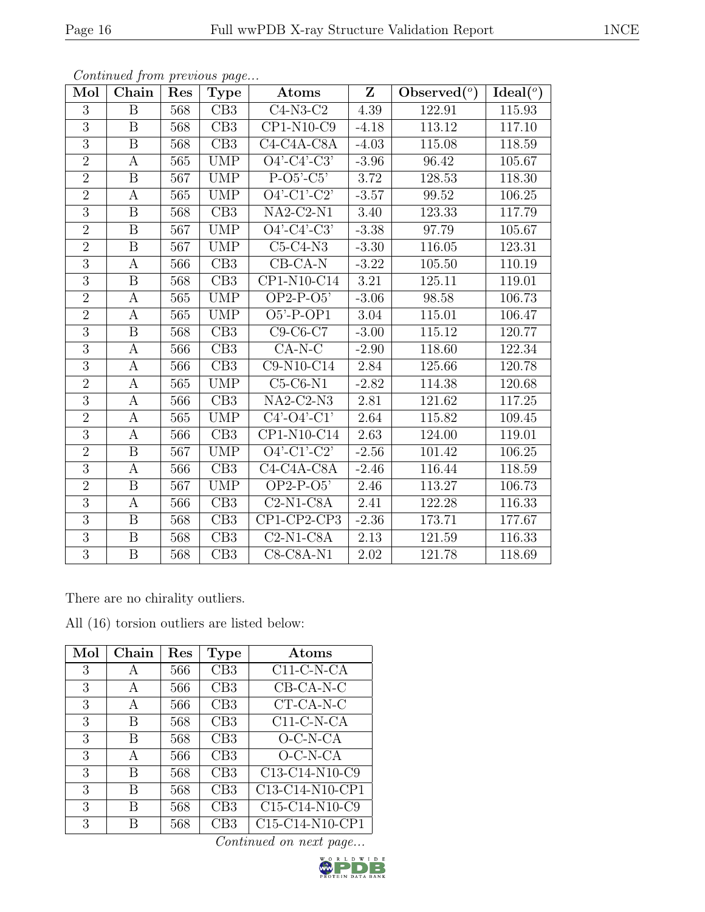*Continued from previous page...*

| Mol | Chain | Res | Type | Atoms | Z | Observed(°) | Ideal(°) |
|---|---|---|---|---|---|---|---|
| 3 | B | 568 | CB3 | C4-N3-C2 | 4.39 | 122.91 | 115.93 |
| 3 | B | 568 | CB3 | CP1-N10-C9 | -4.18 | 113.12 | 117.10 |
| 3 | B | 568 | CB3 | C4-C4A-C8A | -4.03 | 115.08 | 118.59 |
| 2 | A | 565 | UMP | O4'-C4'-C3' | -3.96 | 96.42 | 105.67 |
| 2 | B | 567 | UMP | P-O5'-C5' | 3.72 | 128.53 | 118.30 |
| 2 | A | 565 | UMP | O4'-C1'-C2' | -3.57 | 99.52 | 106.25 |
| 3 | B | 568 | CB3 | NA2-C2-N1 | 3.40 | 123.33 | 117.79 |
| 2 | B | 567 | UMP | O4'-C4'-C3' | -3.38 | 97.79 | 105.67 |
| 2 | B | 567 | UMP | C5-C4-N3 | -3.30 | 116.05 | 123.31 |
| 3 | A | 566 | CB3 | CB-CA-N | -3.22 | 105.50 | 110.19 |
| 3 | B | 568 | CB3 | CP1-N10-C14 | 3.21 | 125.11 | 119.01 |
| 2 | A | 565 | UMP | OP2-P-O5' | -3.06 | 98.58 | 106.73 |
| 2 | A | 565 | UMP | O5'-P-OP1 | 3.04 | 115.01 | 106.47 |
| 3 | B | 568 | CB3 | C9-C6-C7 | -3.00 | 115.12 | 120.77 |
| 3 | A | 566 | CB3 | CA-N-C | -2.90 | 118.60 | 122.34 |
| 3 | A | 566 | CB3 | C9-N10-C14 | 2.84 | 125.66 | 120.78 |
| 2 | A | 565 | UMP | C5-C6-N1 | -2.82 | 114.38 | 120.68 |
| 3 | A | 566 | CB3 | NA2-C2-N3 | 2.81 | 121.62 | 117.25 |
| 2 | A | 565 | UMP | C4'-O4'-C1' | 2.64 | 115.82 | 109.45 |
| 3 | A | 566 | CB3 | CP1-N10-C14 | 2.63 | 124.00 | 119.01 |
| 2 | B | 567 | UMP | O4'-C1'-C2' | -2.56 | 101.42 | 106.25 |
| 3 | A | 566 | CB3 | C4-C4A-C8A | -2.46 | 116.44 | 118.59 |
| 2 | B | 567 | UMP | OP2-P-O5' | 2.46 | 113.27 | 106.73 |
| 3 | A | 566 | CB3 | C2-N1-C8A | 2.41 | 122.28 | 116.33 |
| 3 | B | 568 | CB3 | CP1-CP2-CP3 | -2.36 | 173.71 | 177.67 |
| 3 | B | 568 | CB3 | C2-N1-C8A | 2.13 | 121.59 | 116.33 |
| 3 | B | 568 | CB3 | C8-C8A-N1 | 2.02 | 121.78 | 118.69 |

There are no chirality outliers.

All (16) torsion outliers are listed below:

| Mol | Chain | Res | Type | Atoms |
|---|---|---|---|---|
| 3 | A | 566 | CB3 | C11-C-N-CA |
| 3 | A | 566 | CB3 | CB-CA-N-C |
| 3 | A | 566 | CB3 | CT-CA-N-C |
| 3 | B | 568 | CB3 | C11-C-N-CA |
| 3 | B | 568 | CB3 | O-C-N-CA |
| 3 | A | 566 | CB3 | O-C-N-CA |
| 3 | B | 568 | CB3 | C13-C14-N10-C9 |
| 3 | B | 568 | CB3 | C13-C14-N10-CP1 |
| 3 | B | 568 | CB3 | C15-C14-N10-C9 |
| 3 | B | 568 | CB3 | C15-C14-N10-CP1 |

*Continued on next page...*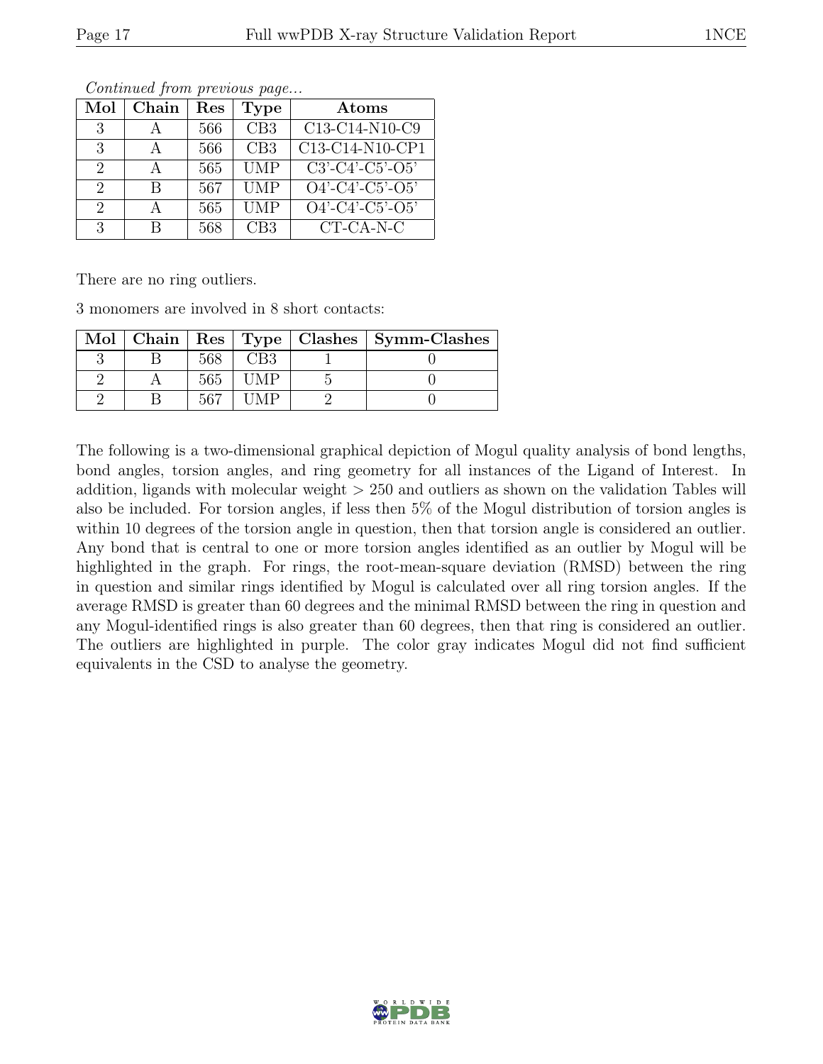*Continued from previous page...*

| Mol | Chain | Res | Type | Atoms |
|---|---|---|---|---|
| 3 | A | 566 | CB3 | C13-C14-N10-C9 |
| 3 | A | 566 | CB3 | C13-C14-N10-CP1 |
| 2 | A | 565 | UMP | C3'-C4'-C5'-O5' |
| 2 | B | 567 | UMP | O4'-C4'-C5'-O5' |
| 2 | A | 565 | UMP | O4'-C4'-C5'-O5' |
| 3 | B | 568 | CB3 | CT-CA-N-C |

There are no ring outliers.

3 monomers are involved in 8 short contacts:

| Mol | Chain | Res | Type | Clashes | Symm-Clashes |
|---|---|---|---|---|---|
| 3 | B | 568 | CB3 | 1 | 0 |
| 2 | A | 565 | UMP | 5 | 0 |
| 2 | B | 567 | UMP | 2 | 0 |

The following is a two-dimensional graphical depiction of Mogul quality analysis of bond lengths, bond angles, torsion angles, and ring geometry for all instances of the Ligand of Interest. In addition, ligands with molecular weight > 250 and outliers as shown on the validation Tables will also be included. For torsion angles, if less then 5% of the Mogul distribution of torsion angles is within 10 degrees of the torsion angle in question, then that torsion angle is considered an outlier. Any bond that is central to one or more torsion angles identified as an outlier by Mogul will be highlighted in the graph. For rings, the root-mean-square deviation (RMSD) between the ring in question and similar rings identified by Mogul is calculated over all ring torsion angles. If the average RMSD is greater than 60 degrees and the minimal RMSD between the ring in question and any Mogul-identified rings is also greater than 60 degrees, then that ring is considered an outlier. The outliers are highlighted in purple. The color gray indicates Mogul did not find sufficient equivalents in the CSD to analyse the geometry.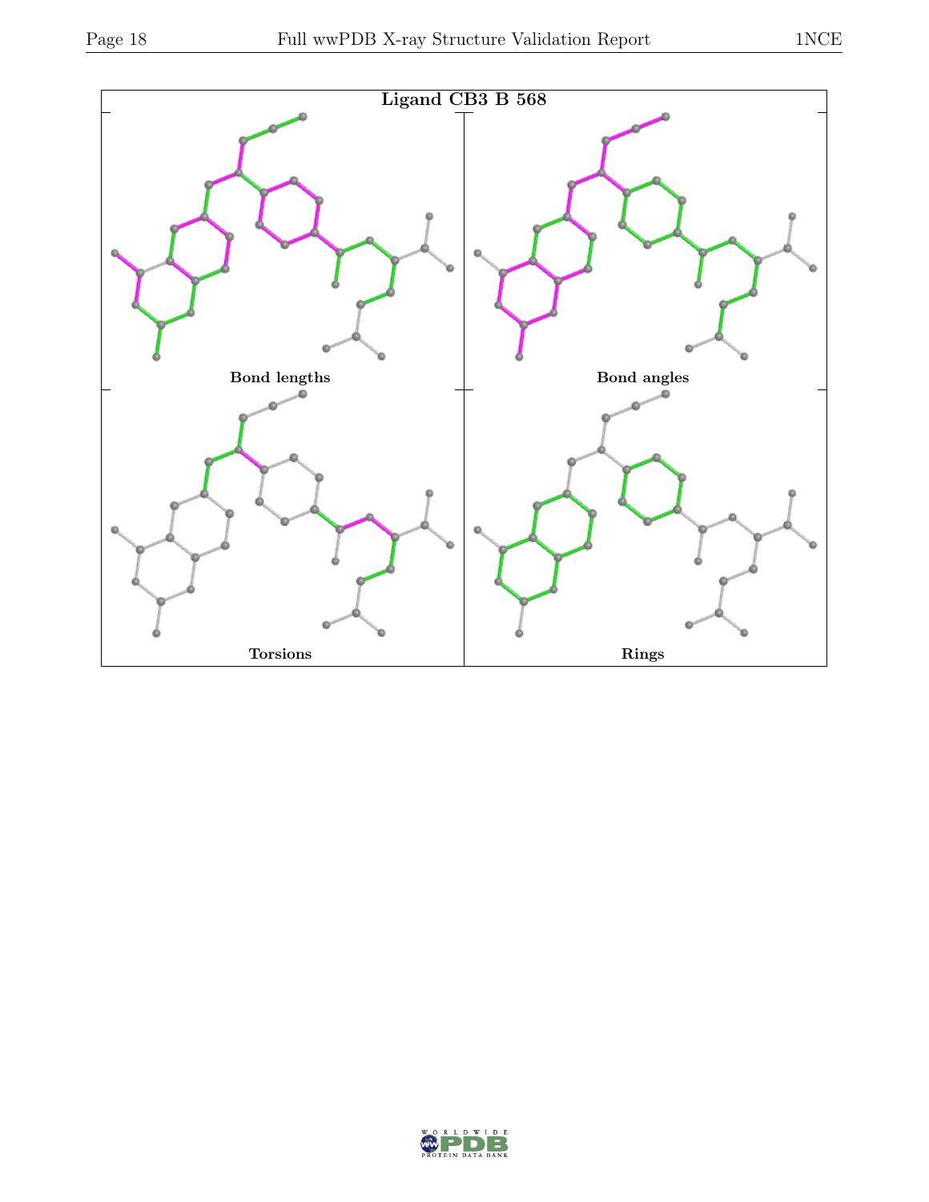**Ligand CB3 B 568**

Bond lengths

Bond angles

Torsions

Rings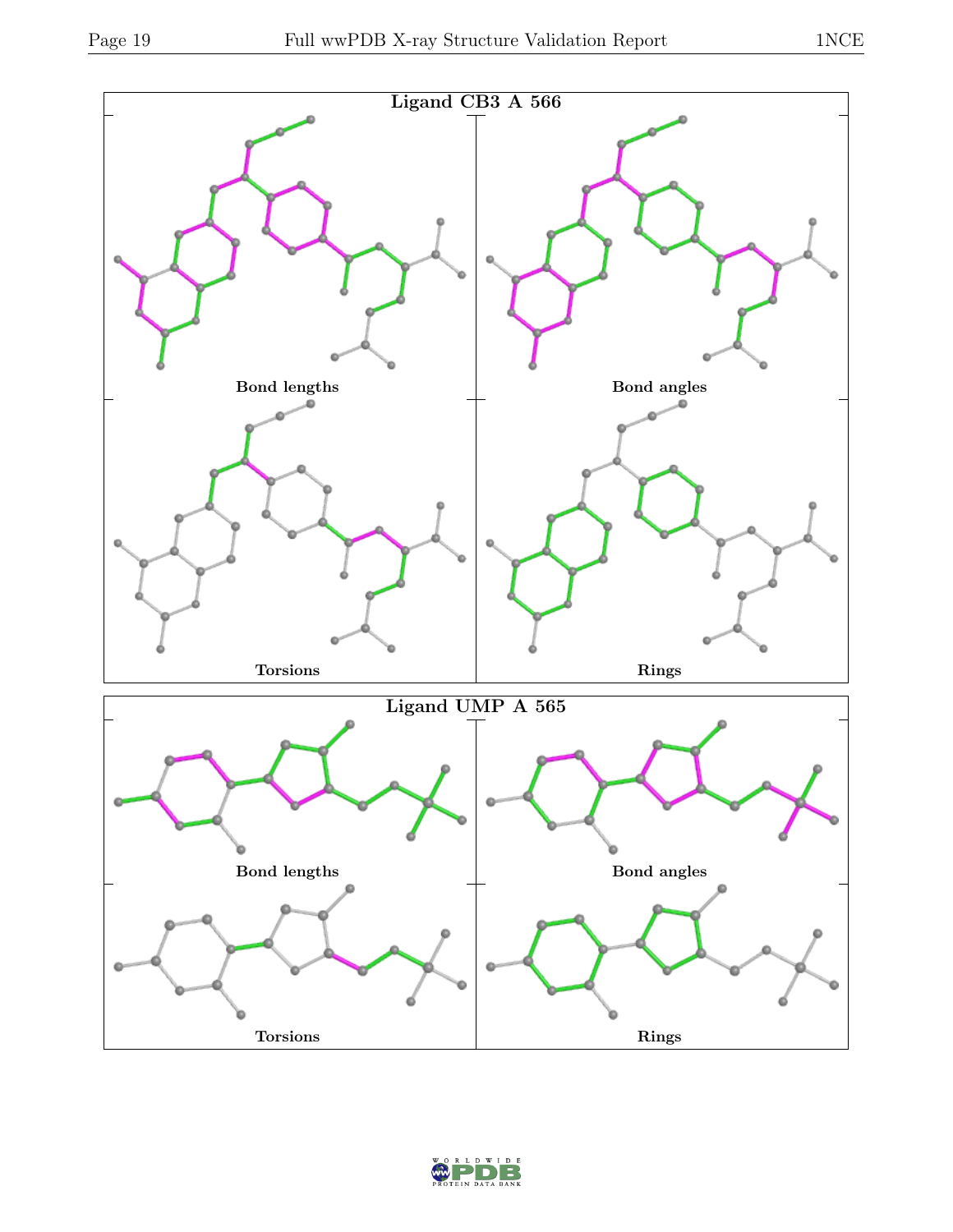Ligand CB3 A 566

Bond lengths

Bond angles

Torsions

Rings

Ligand UMP A 565

Bond lengths

Bond angles

Torsions

Rings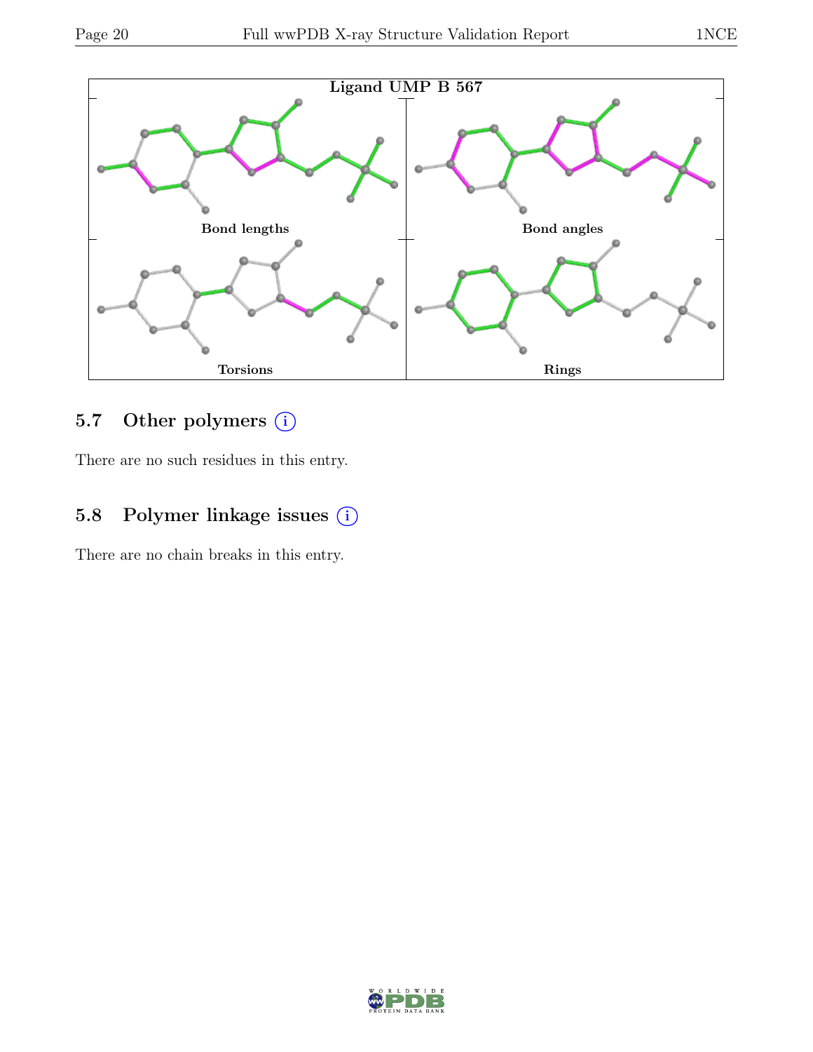Ligand UMP B 567

Bond lengths

Bond angles

Torsions

Rings

### 5.7 Other polymers

There are no such residues in this entry.

### 5.8 Polymer linkage issues

There are no chain breaks in this entry.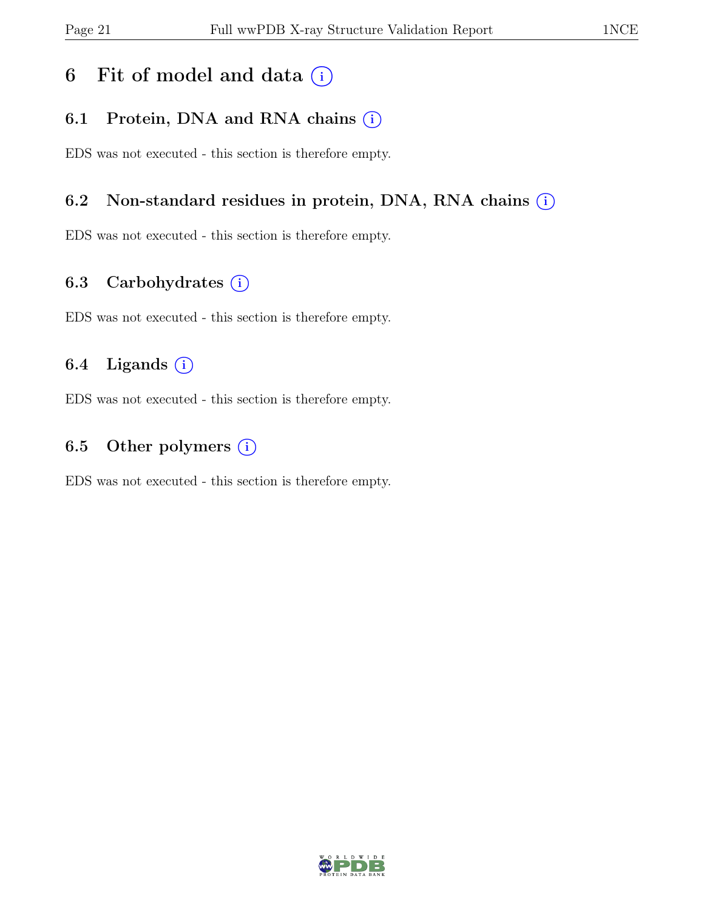# 6 Fit of model and data (i)

## 6.1 Protein, DNA and RNA chains (i)

EDS was not executed - this section is therefore empty.

## 6.2 Non-standard residues in protein, DNA, RNA chains (i)

EDS was not executed - this section is therefore empty.

## 6.3 Carbohydrates (i)

EDS was not executed - this section is therefore empty.

## 6.4 Ligands (i)

EDS was not executed - this section is therefore empty.

## 6.5 Other polymers (i)

EDS was not executed - this section is therefore empty.